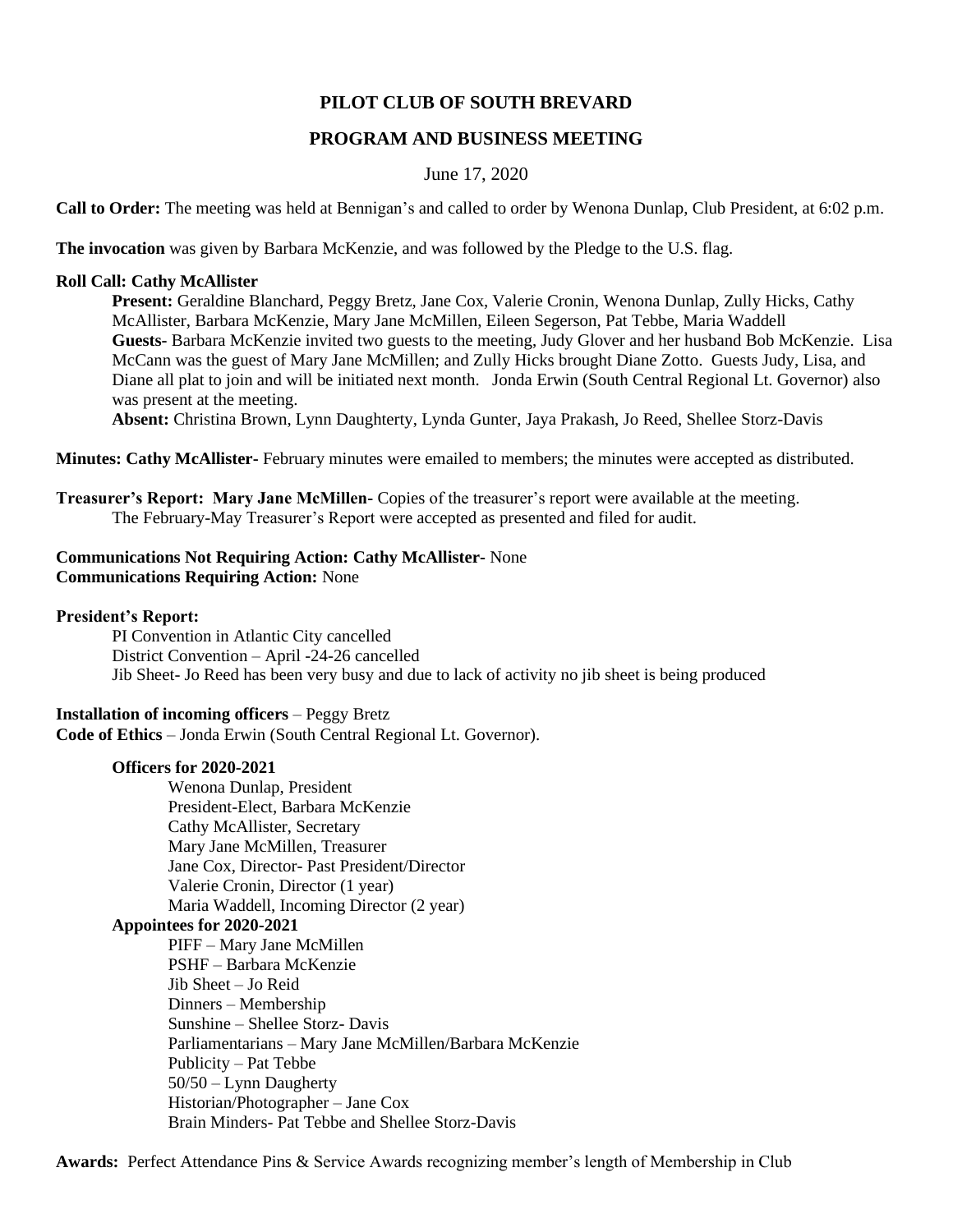# PILOT CLUB OF SOUTH BREVARD

## PROGRAM AND BUSINESS MEETING

June 17, 2020

**Call to Order:** The meeting was held at Bennigan's and called to order by Wenona Dunlap, Club President, at 6:02 p.m.

**The invocation** was given by Barbara McKenzie, and was followed by the Pledge to the U.S. flag.

**Roll Call: Cathy McAllister**

**Present:** Geraldine Blanchard, Peggy Bretz, Jane Cox, Valerie Cronin, Wenona Dunlap, Zully Hicks, Cathy McAllister, Barbara McKenzie, Mary Jane McMillen, Eileen Segerson, Pat Tebbe, Maria Waddell

**Guests-** Barbara McKenzie invited two guests to the meeting, Judy Glover and her husband Bob McKenzie. Lisa McCann was the guest of Mary Jane McMillen; and Zully Hicks brought Diane Zotto. Guests Judy, Lisa, and Diane all plat to join and will be initiated next month. Jonda Erwin (South Central Regional Lt. Governor) also was present at the meeting.

**Absent:** Christina Brown, Lynn Daughterty, Lynda Gunter, Jaya Prakash, Jo Reed, Shellee Storz-Davis

**Minutes: Cathy McAllister-** February minutes were emailed to members; the minutes were accepted as distributed.

**Treasurer's Report: Mary Jane McMillen-** Copies of the treasurer's report were available at the meeting. The February-May Treasurer's Report were accepted as presented and filed for audit.

**Communications Not Requiring Action: Cathy McAllister-** None
**Communications Requiring Action:** None

**President's Report:**

PI Convention in Atlantic City cancelled
District Convention – April -24-26 cancelled
Jib Sheet- Jo Reed has been very busy and due to lack of activity no jib sheet is being produced

**Installation of incoming officers** – Peggy Bretz
**Code of Ethics** – Jonda Erwin (South Central Regional Lt. Governor).

**Officers for 2020-2021**

Wenona Dunlap, President
President-Elect, Barbara McKenzie
Cathy McAllister, Secretary
Mary Jane McMillen, Treasurer
Jane Cox, Director- Past President/Director
Valerie Cronin, Director (1 year)
Maria Waddell, Incoming Director (2 year)

**Appointees for 2020-2021**

PIFF – Mary Jane McMillen
PSHF – Barbara McKenzie
Jib Sheet – Jo Reid
Dinners – Membership
Sunshine – Shellee Storz- Davis
Parliamentarians – Mary Jane McMillen/Barbara McKenzie
Publicity – Pat Tebbe
50/50 – Lynn Daugherty
Historian/Photographer – Jane Cox
Brain Minders- Pat Tebbe and Shellee Storz-Davis

**Awards:** Perfect Attendance Pins & Service Awards recognizing member's length of Membership in Club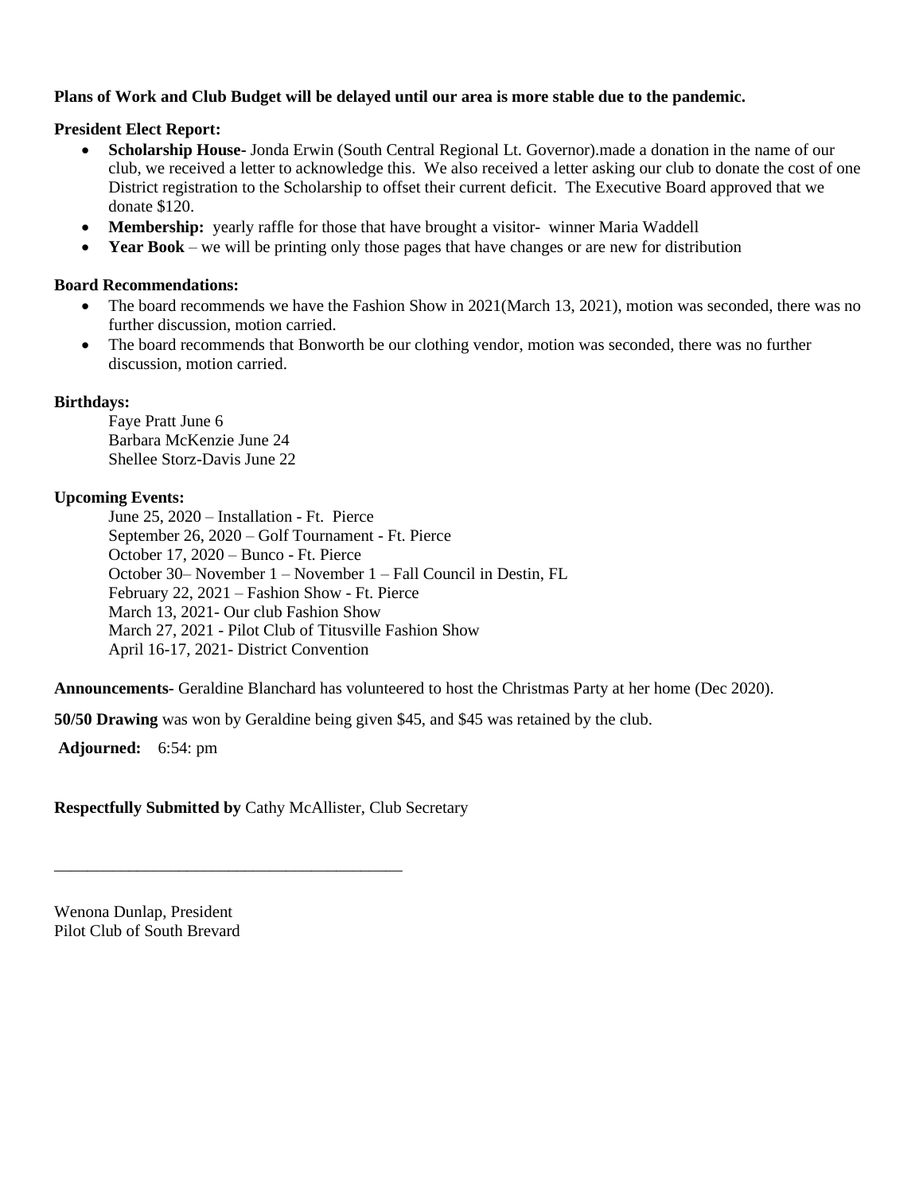**Plans of Work and Club Budget will be delayed until our area is more stable due to the pandemic.**

**President Elect Report:**

- **Scholarship House-** Jonda Erwin (South Central Regional Lt. Governor).made a donation in the name of our club, we received a letter to acknowledge this. We also received a letter asking our club to donate the cost of one District registration to the Scholarship to offset their current deficit. The Executive Board approved that we donate $120.
- **Membership:** yearly raffle for those that have brought a visitor- winner Maria Waddell
- **Year Book** – we will be printing only those pages that have changes or are new for distribution

**Board Recommendations:**

- The board recommends we have the Fashion Show in 2021(March 13, 2021), motion was seconded, there was no further discussion, motion carried.
- The board recommends that Bonworth be our clothing vendor, motion was seconded, there was no further discussion, motion carried.

**Birthdays:**

Faye Pratt June 6
Barbara McKenzie June 24
Shellee Storz-Davis June 22

**Upcoming Events:**

June 25, 2020 – Installation - Ft. Pierce
September 26, 2020 – Golf Tournament - Ft. Pierce
October 17, 2020 – Bunco - Ft. Pierce
October 30– November 1 – November 1 – Fall Council in Destin, FL
February 22, 2021 – Fashion Show - Ft. Pierce
March 13, 2021- Our club Fashion Show
March 27, 2021 - Pilot Club of Titusville Fashion Show
April 16-17, 2021- District Convention

**Announcements-** Geraldine Blanchard has volunteered to host the Christmas Party at her home (Dec 2020).

**50/50 Drawing** was won by Geraldine being given $45, and $45 was retained by the club.

**Adjourned:** 6:54: pm

**Respectfully Submitted by** Cathy McAllister, Club Secretary

\_\_\_\_\_\_\_\_\_\_\_\_\_\_\_\_\_\_\_\_\_\_\_\_\_\_\_\_\_\_\_\_\_\_\_\_\_\_\_\_\_\_

Wenona Dunlap, President
Pilot Club of South Brevard